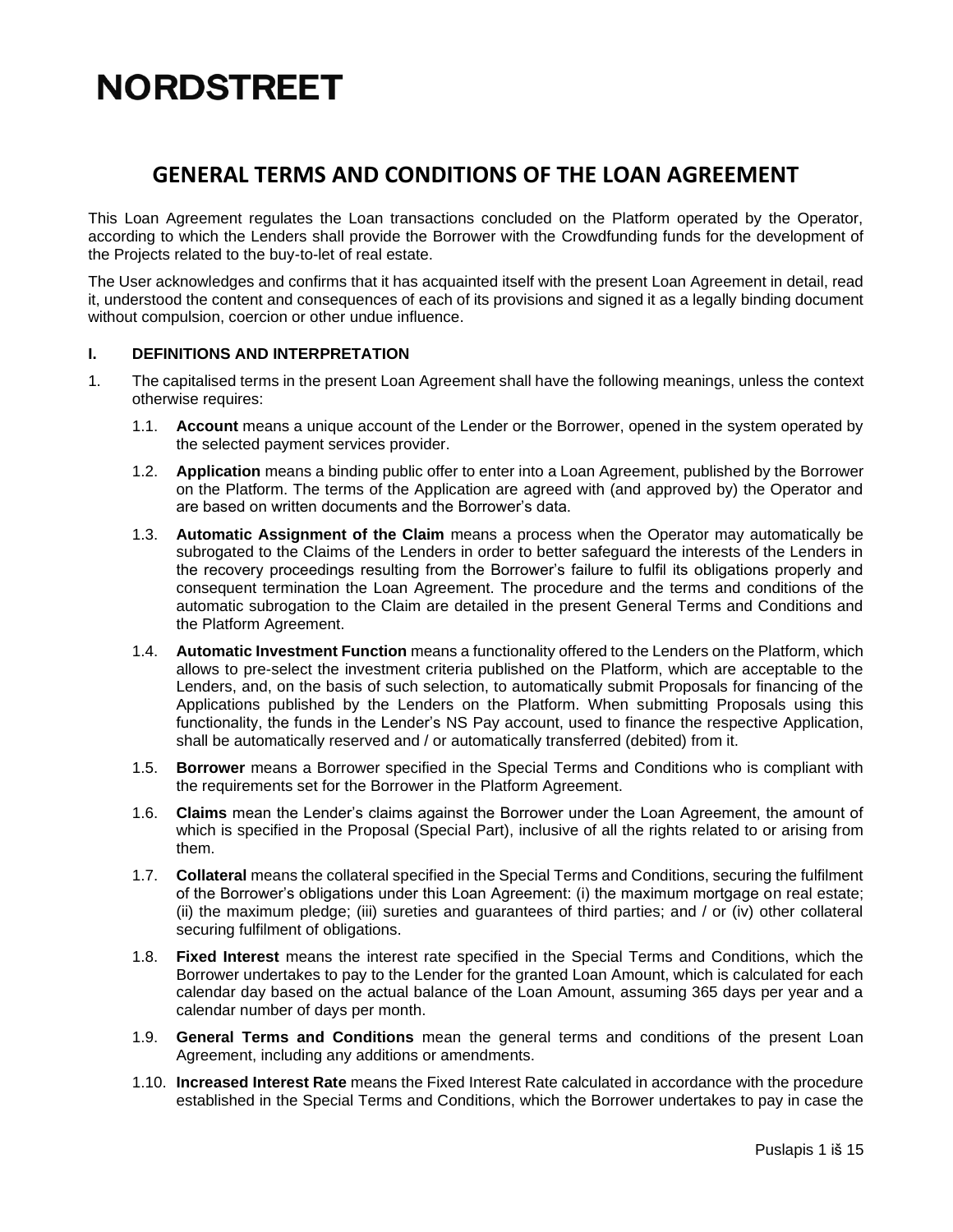# NORDSTREET

## GENERAL TERMS AND CONDITIONS OF THE LOAN AGREEMENT

This Loan Agreement regulates the Loan transactions concluded on the Platform operated by the Operator, according to which the Lenders shall provide the Borrower with the Crowdfunding funds for the development of the Projects related to the buy-to-let of real estate.

The User acknowledges and confirms that it has acquainted itself with the present Loan Agreement in detail, read it, understood the content and consequences of each of its provisions and signed it as a legally binding document without compulsion, coercion or other undue influence.

### I. DEFINITIONS AND INTERPRETATION

1. The capitalised terms in the present Loan Agreement shall have the following meanings, unless the context otherwise requires:

   1.1. **Account** means a unique account of the Lender or the Borrower, opened in the system operated by the selected payment services provider.

   1.2. **Application** means a binding public offer to enter into a Loan Agreement, published by the Borrower on the Platform. The terms of the Application are agreed with (and approved by) the Operator and are based on written documents and the Borrower's data.

   1.3. **Automatic Assignment of the Claim** means a process when the Operator may automatically be subrogated to the Claims of the Lenders in order to better safeguard the interests of the Lenders in the recovery proceedings resulting from the Borrower's failure to fulfil its obligations properly and consequent termination the Loan Agreement. The procedure and the terms and conditions of the automatic subrogation to the Claim are detailed in the present General Terms and Conditions and the Platform Agreement.

   1.4. **Automatic Investment Function** means a functionality offered to the Lenders on the Platform, which allows to pre-select the investment criteria published on the Platform, which are acceptable to the Lenders, and, on the basis of such selection, to automatically submit Proposals for financing of the Applications published by the Lenders on the Platform. When submitting Proposals using this functionality, the funds in the Lender's NS Pay account, used to finance the respective Application, shall be automatically reserved and / or automatically transferred (debited) from it.

   1.5. **Borrower** means a Borrower specified in the Special Terms and Conditions who is compliant with the requirements set for the Borrower in the Platform Agreement.

   1.6. **Claims** mean the Lender's claims against the Borrower under the Loan Agreement, the amount of which is specified in the Proposal (Special Part), inclusive of all the rights related to or arising from them.

   1.7. **Collateral** means the collateral specified in the Special Terms and Conditions, securing the fulfilment of the Borrower's obligations under this Loan Agreement: (i) the maximum mortgage on real estate; (ii) the maximum pledge; (iii) sureties and guarantees of third parties; and / or (iv) other collateral securing fulfilment of obligations.

   1.8. **Fixed Interest** means the interest rate specified in the Special Terms and Conditions, which the Borrower undertakes to pay to the Lender for the granted Loan Amount, which is calculated for each calendar day based on the actual balance of the Loan Amount, assuming 365 days per year and a calendar number of days per month.

   1.9. **General Terms and Conditions** mean the general terms and conditions of the present Loan Agreement, including any additions or amendments.

   1.10. **Increased Interest Rate** means the Fixed Interest Rate calculated in accordance with the procedure established in the Special Terms and Conditions, which the Borrower undertakes to pay in case the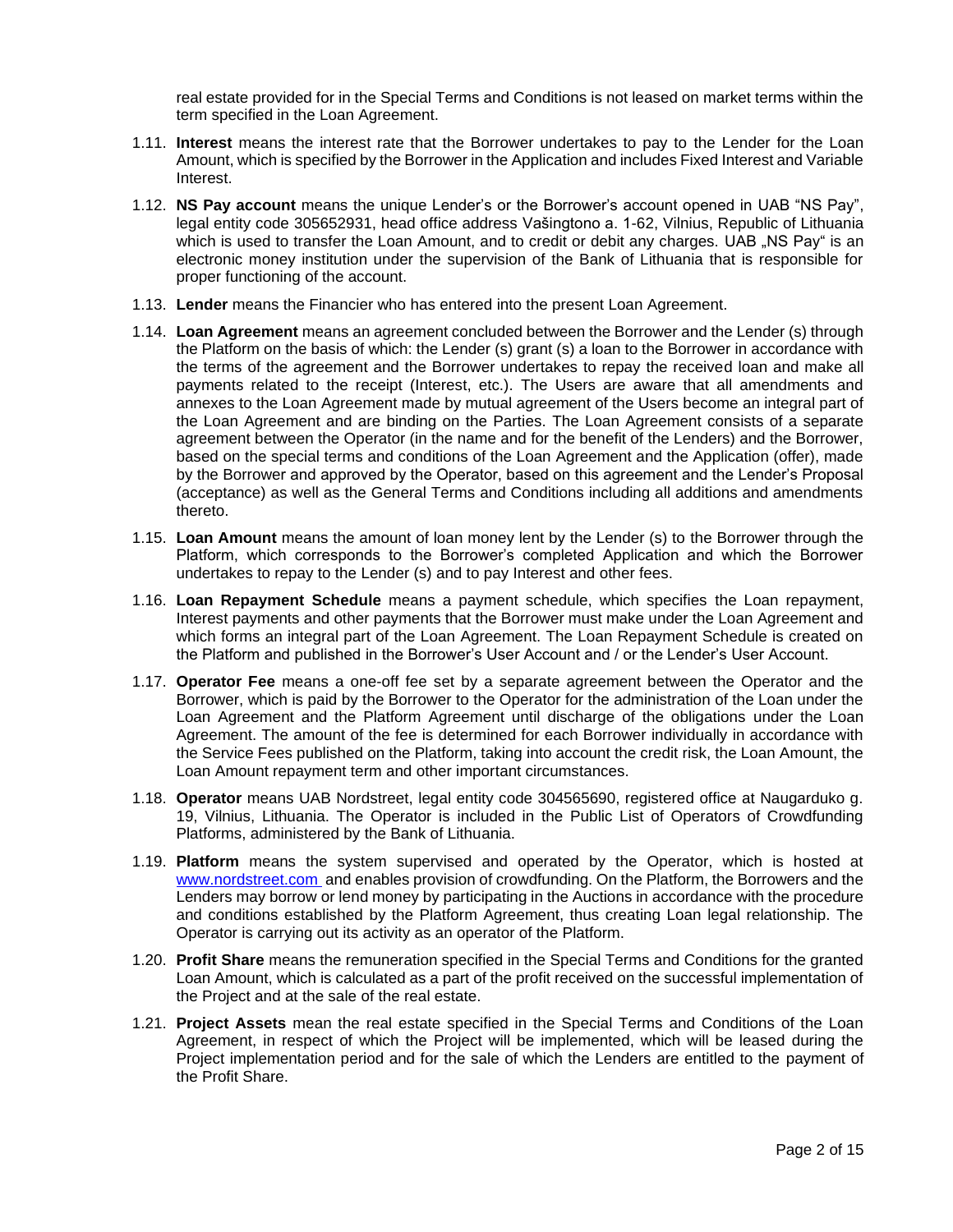real estate provided for in the Special Terms and Conditions is not leased on market terms within the term specified in the Loan Agreement.

1.11. **Interest** means the interest rate that the Borrower undertakes to pay to the Lender for the Loan Amount, which is specified by the Borrower in the Application and includes Fixed Interest and Variable Interest.

1.12. **NS Pay account** means the unique Lender's or the Borrower's account opened in UAB "NS Pay", legal entity code 305652931, head office address Vašingtono a. 1-62, Vilnius, Republic of Lithuania which is used to transfer the Loan Amount, and to credit or debit any charges. UAB „NS Pay" is an electronic money institution under the supervision of the Bank of Lithuania that is responsible for proper functioning of the account.

1.13. **Lender** means the Financier who has entered into the present Loan Agreement.

1.14. **Loan Agreement** means an agreement concluded between the Borrower and the Lender (s) through the Platform on the basis of which: the Lender (s) grant (s) a loan to the Borrower in accordance with the terms of the agreement and the Borrower undertakes to repay the received loan and make all payments related to the receipt (Interest, etc.). The Users are aware that all amendments and annexes to the Loan Agreement made by mutual agreement of the Users become an integral part of the Loan Agreement and are binding on the Parties. The Loan Agreement consists of a separate agreement between the Operator (in the name and for the benefit of the Lenders) and the Borrower, based on the special terms and conditions of the Loan Agreement and the Application (offer), made by the Borrower and approved by the Operator, based on this agreement and the Lender's Proposal (acceptance) as well as the General Terms and Conditions including all additions and amendments thereto.

1.15. **Loan Amount** means the amount of loan money lent by the Lender (s) to the Borrower through the Platform, which corresponds to the Borrower's completed Application and which the Borrower undertakes to repay to the Lender (s) and to pay Interest and other fees.

1.16. **Loan Repayment Schedule** means a payment schedule, which specifies the Loan repayment, Interest payments and other payments that the Borrower must make under the Loan Agreement and which forms an integral part of the Loan Agreement. The Loan Repayment Schedule is created on the Platform and published in the Borrower's User Account and / or the Lender's User Account.

1.17. **Operator Fee** means a one-off fee set by a separate agreement between the Operator and the Borrower, which is paid by the Borrower to the Operator for the administration of the Loan under the Loan Agreement and the Platform Agreement until discharge of the obligations under the Loan Agreement. The amount of the fee is determined for each Borrower individually in accordance with the Service Fees published on the Platform, taking into account the credit risk, the Loan Amount, the Loan Amount repayment term and other important circumstances.

1.18. **Operator** means UAB Nordstreet, legal entity code 304565690, registered office at Naugarduko g. 19, Vilnius, Lithuania. The Operator is included in the Public List of Operators of Crowdfunding Platforms, administered by the Bank of Lithuania.

1.19. **Platform** means the system supervised and operated by the Operator, which is hosted at www.nordstreet.com and enables provision of crowdfunding. On the Platform, the Borrowers and the Lenders may borrow or lend money by participating in the Auctions in accordance with the procedure and conditions established by the Platform Agreement, thus creating Loan legal relationship. The Operator is carrying out its activity as an operator of the Platform.

1.20. **Profit Share** means the remuneration specified in the Special Terms and Conditions for the granted Loan Amount, which is calculated as a part of the profit received on the successful implementation of the Project and at the sale of the real estate.

1.21. **Project Assets** mean the real estate specified in the Special Terms and Conditions of the Loan Agreement, in respect of which the Project will be implemented, which will be leased during the Project implementation period and for the sale of which the Lenders are entitled to the payment of the Profit Share.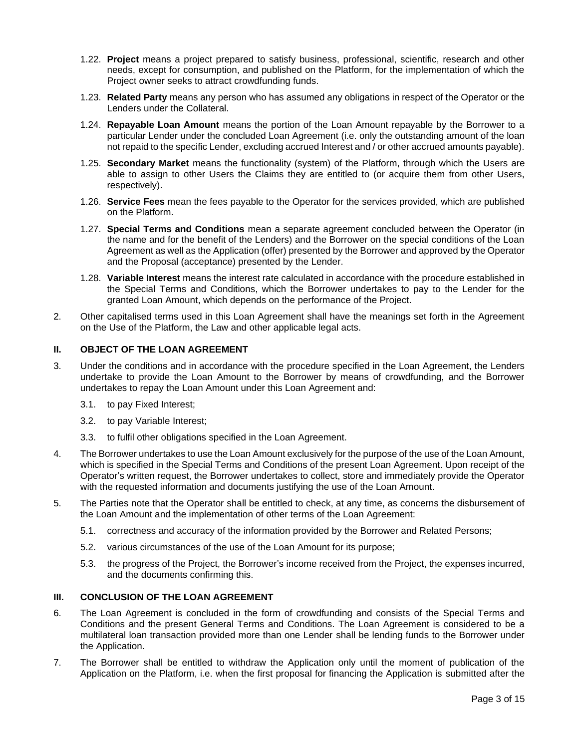1.22. **Project** means a project prepared to satisfy business, professional, scientific, research and other needs, except for consumption, and published on the Platform, for the implementation of which the Project owner seeks to attract crowdfunding funds.

1.23. **Related Party** means any person who has assumed any obligations in respect of the Operator or the Lenders under the Collateral.

1.24. **Repayable Loan Amount** means the portion of the Loan Amount repayable by the Borrower to a particular Lender under the concluded Loan Agreement (i.e. only the outstanding amount of the loan not repaid to the specific Lender, excluding accrued Interest and / or other accrued amounts payable).

1.25. **Secondary Market** means the functionality (system) of the Platform, through which the Users are able to assign to other Users the Claims they are entitled to (or acquire them from other Users, respectively).

1.26. **Service Fees** mean the fees payable to the Operator for the services provided, which are published on the Platform.

1.27. **Special Terms and Conditions** mean a separate agreement concluded between the Operator (in the name and for the benefit of the Lenders) and the Borrower on the special conditions of the Loan Agreement as well as the Application (offer) presented by the Borrower and approved by the Operator and the Proposal (acceptance) presented by the Lender.

1.28. **Variable Interest** means the interest rate calculated in accordance with the procedure established in the Special Terms and Conditions, which the Borrower undertakes to pay to the Lender for the granted Loan Amount, which depends on the performance of the Project.

2. Other capitalised terms used in this Loan Agreement shall have the meanings set forth in the Agreement on the Use of the Platform, the Law and other applicable legal acts.

## II. OBJECT OF THE LOAN AGREEMENT

3. Under the conditions and in accordance with the procedure specified in the Loan Agreement, the Lenders undertake to provide the Loan Amount to the Borrower by means of crowdfunding, and the Borrower undertakes to repay the Loan Amount under this Loan Agreement and:

   3.1. to pay Fixed Interest;

   3.2. to pay Variable Interest;

   3.3. to fulfil other obligations specified in the Loan Agreement.

4. The Borrower undertakes to use the Loan Amount exclusively for the purpose of the use of the Loan Amount, which is specified in the Special Terms and Conditions of the present Loan Agreement. Upon receipt of the Operator's written request, the Borrower undertakes to collect, store and immediately provide the Operator with the requested information and documents justifying the use of the Loan Amount.

5. The Parties note that the Operator shall be entitled to check, at any time, as concerns the disbursement of the Loan Amount and the implementation of other terms of the Loan Agreement:

   5.1. correctness and accuracy of the information provided by the Borrower and Related Persons;

   5.2. various circumstances of the use of the Loan Amount for its purpose;

   5.3. the progress of the Project, the Borrower's income received from the Project, the expenses incurred, and the documents confirming this.

## III. CONCLUSION OF THE LOAN AGREEMENT

6. The Loan Agreement is concluded in the form of crowdfunding and consists of the Special Terms and Conditions and the present General Terms and Conditions. The Loan Agreement is considered to be a multilateral loan transaction provided more than one Lender shall be lending funds to the Borrower under the Application.

7. The Borrower shall be entitled to withdraw the Application only until the moment of publication of the Application on the Platform, i.e. when the first proposal for financing the Application is submitted after the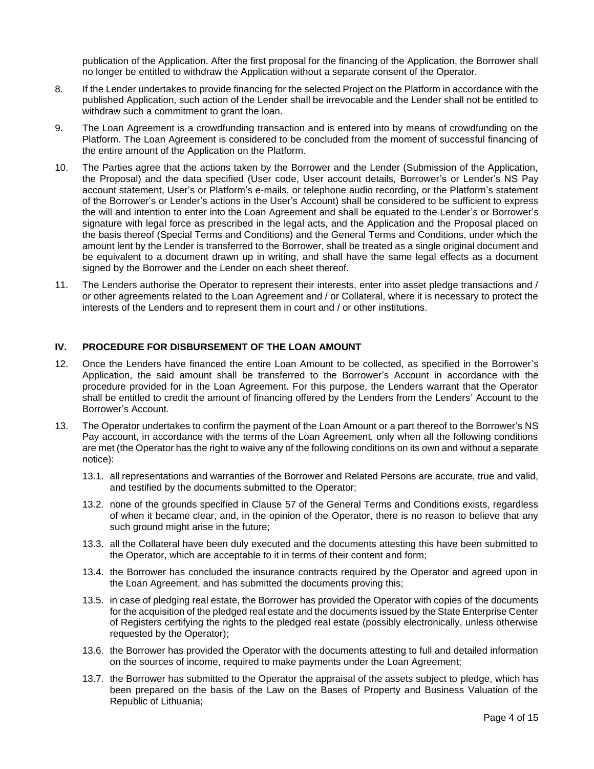publication of the Application. After the first proposal for the financing of the Application, the Borrower shall no longer be entitled to withdraw the Application without a separate consent of the Operator.

8. If the Lender undertakes to provide financing for the selected Project on the Platform in accordance with the published Application, such action of the Lender shall be irrevocable and the Lender shall not be entitled to withdraw such a commitment to grant the loan.

9. The Loan Agreement is a crowdfunding transaction and is entered into by means of crowdfunding on the Platform. The Loan Agreement is considered to be concluded from the moment of successful financing of the entire amount of the Application on the Platform.

10. The Parties agree that the actions taken by the Borrower and the Lender (Submission of the Application, the Proposal) and the data specified (User code, User account details, Borrower's or Lender's NS Pay account statement, User's or Platform's e-mails, or telephone audio recording, or the Platform's statement of the Borrower's or Lender's actions in the User's Account) shall be considered to be sufficient to express the will and intention to enter into the Loan Agreement and shall be equated to the Lender's or Borrower's signature with legal force as prescribed in the legal acts, and the Application and the Proposal placed on the basis thereof (Special Terms and Conditions) and the General Terms and Conditions, under which the amount lent by the Lender is transferred to the Borrower, shall be treated as a single original document and be equivalent to a document drawn up in writing, and shall have the same legal effects as a document signed by the Borrower and the Lender on each sheet thereof.

11. The Lenders authorise the Operator to represent their interests, enter into asset pledge transactions and / or other agreements related to the Loan Agreement and / or Collateral, where it is necessary to protect the interests of the Lenders and to represent them in court and / or other institutions.

## IV. PROCEDURE FOR DISBURSEMENT OF THE LOAN AMOUNT

12. Once the Lenders have financed the entire Loan Amount to be collected, as specified in the Borrower's Application, the said amount shall be transferred to the Borrower's Account in accordance with the procedure provided for in the Loan Agreement. For this purpose, the Lenders warrant that the Operator shall be entitled to credit the amount of financing offered by the Lenders from the Lenders' Account to the Borrower's Account.

13. The Operator undertakes to confirm the payment of the Loan Amount or a part thereof to the Borrower's NS Pay account, in accordance with the terms of the Loan Agreement, only when all the following conditions are met (the Operator has the right to waive any of the following conditions on its own and without a separate notice):

    13.1. all representations and warranties of the Borrower and Related Persons are accurate, true and valid, and testified by the documents submitted to the Operator;

    13.2. none of the grounds specified in Clause 57 of the General Terms and Conditions exists, regardless of when it became clear, and, in the opinion of the Operator, there is no reason to believe that any such ground might arise in the future;

    13.3. all the Collateral have been duly executed and the documents attesting this have been submitted to the Operator, which are acceptable to it in terms of their content and form;

    13.4. the Borrower has concluded the insurance contracts required by the Operator and agreed upon in the Loan Agreement, and has submitted the documents proving this;

    13.5. in case of pledging real estate, the Borrower has provided the Operator with copies of the documents for the acquisition of the pledged real estate and the documents issued by the State Enterprise Center of Registers certifying the rights to the pledged real estate (possibly electronically, unless otherwise requested by the Operator);

    13.6. the Borrower has provided the Operator with the documents attesting to full and detailed information on the sources of income, required to make payments under the Loan Agreement;

    13.7. the Borrower has submitted to the Operator the appraisal of the assets subject to pledge, which has been prepared on the basis of the Law on the Bases of Property and Business Valuation of the Republic of Lithuania;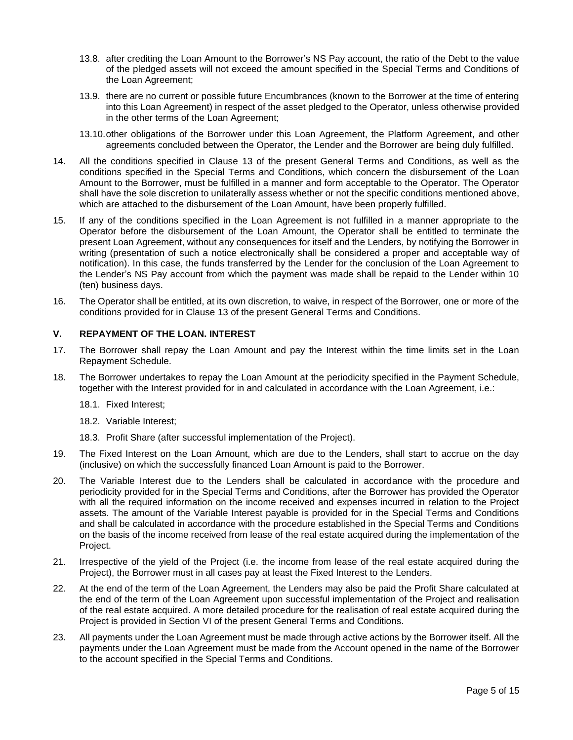13.8. after crediting the Loan Amount to the Borrower's NS Pay account, the ratio of the Debt to the value of the pledged assets will not exceed the amount specified in the Special Terms and Conditions of the Loan Agreement;

13.9. there are no current or possible future Encumbrances (known to the Borrower at the time of entering into this Loan Agreement) in respect of the asset pledged to the Operator, unless otherwise provided in the other terms of the Loan Agreement;

13.10. other obligations of the Borrower under this Loan Agreement, the Platform Agreement, and other agreements concluded between the Operator, the Lender and the Borrower are being duly fulfilled.

14. All the conditions specified in Clause 13 of the present General Terms and Conditions, as well as the conditions specified in the Special Terms and Conditions, which concern the disbursement of the Loan Amount to the Borrower, must be fulfilled in a manner and form acceptable to the Operator. The Operator shall have the sole discretion to unilaterally assess whether or not the specific conditions mentioned above, which are attached to the disbursement of the Loan Amount, have been properly fulfilled.

15. If any of the conditions specified in the Loan Agreement is not fulfilled in a manner appropriate to the Operator before the disbursement of the Loan Amount, the Operator shall be entitled to terminate the present Loan Agreement, without any consequences for itself and the Lenders, by notifying the Borrower in writing (presentation of such a notice electronically shall be considered a proper and acceptable way of notification). In this case, the funds transferred by the Lender for the conclusion of the Loan Agreement to the Lender's NS Pay account from which the payment was made shall be repaid to the Lender within 10 (ten) business days.

16. The Operator shall be entitled, at its own discretion, to waive, in respect of the Borrower, one or more of the conditions provided for in Clause 13 of the present General Terms and Conditions.

## V. REPAYMENT OF THE LOAN. INTEREST

17. The Borrower shall repay the Loan Amount and pay the Interest within the time limits set in the Loan Repayment Schedule.

18. The Borrower undertakes to repay the Loan Amount at the periodicity specified in the Payment Schedule, together with the Interest provided for in and calculated in accordance with the Loan Agreement, i.e.:

    18.1. Fixed Interest;

    18.2. Variable Interest;

    18.3. Profit Share (after successful implementation of the Project).

19. The Fixed Interest on the Loan Amount, which are due to the Lenders, shall start to accrue on the day (inclusive) on which the successfully financed Loan Amount is paid to the Borrower.

20. The Variable Interest due to the Lenders shall be calculated in accordance with the procedure and periodicity provided for in the Special Terms and Conditions, after the Borrower has provided the Operator with all the required information on the income received and expenses incurred in relation to the Project assets. The amount of the Variable Interest payable is provided for in the Special Terms and Conditions and shall be calculated in accordance with the procedure established in the Special Terms and Conditions on the basis of the income received from lease of the real estate acquired during the implementation of the Project.

21. Irrespective of the yield of the Project (i.e. the income from lease of the real estate acquired during the Project), the Borrower must in all cases pay at least the Fixed Interest to the Lenders.

22. At the end of the term of the Loan Agreement, the Lenders may also be paid the Profit Share calculated at the end of the term of the Loan Agreement upon successful implementation of the Project and realisation of the real estate acquired. A more detailed procedure for the realisation of real estate acquired during the Project is provided in Section VI of the present General Terms and Conditions.

23. All payments under the Loan Agreement must be made through active actions by the Borrower itself. All the payments under the Loan Agreement must be made from the Account opened in the name of the Borrower to the account specified in the Special Terms and Conditions.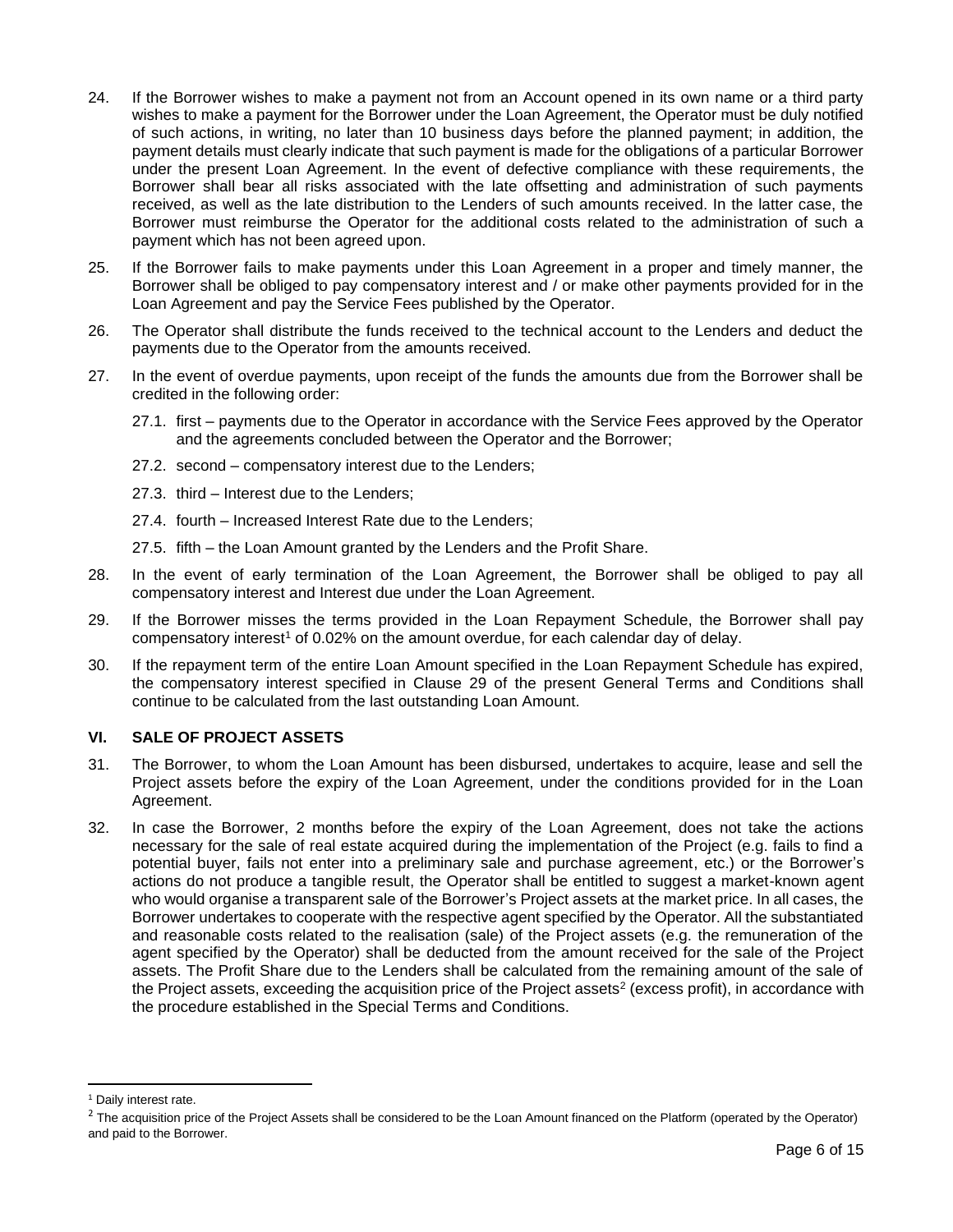24. If the Borrower wishes to make a payment not from an Account opened in its own name or a third party wishes to make a payment for the Borrower under the Loan Agreement, the Operator must be duly notified of such actions, in writing, no later than 10 business days before the planned payment; in addition, the payment details must clearly indicate that such payment is made for the obligations of a particular Borrower under the present Loan Agreement. In the event of defective compliance with these requirements, the Borrower shall bear all risks associated with the late offsetting and administration of such payments received, as well as the late distribution to the Lenders of such amounts received. In the latter case, the Borrower must reimburse the Operator for the additional costs related to the administration of such a payment which has not been agreed upon.

25. If the Borrower fails to make payments under this Loan Agreement in a proper and timely manner, the Borrower shall be obliged to pay compensatory interest and / or make other payments provided for in the Loan Agreement and pay the Service Fees published by the Operator.

26. The Operator shall distribute the funds received to the technical account to the Lenders and deduct the payments due to the Operator from the amounts received.

27. In the event of overdue payments, upon receipt of the funds the amounts due from the Borrower shall be credited in the following order:

    27.1. first – payments due to the Operator in accordance with the Service Fees approved by the Operator and the agreements concluded between the Operator and the Borrower;

    27.2. second – compensatory interest due to the Lenders;

    27.3. third – Interest due to the Lenders;

    27.4. fourth – Increased Interest Rate due to the Lenders;

    27.5. fifth – the Loan Amount granted by the Lenders and the Profit Share.

28. In the event of early termination of the Loan Agreement, the Borrower shall be obliged to pay all compensatory interest and Interest due under the Loan Agreement.

29. If the Borrower misses the terms provided in the Loan Repayment Schedule, the Borrower shall pay compensatory interest[1] of 0.02% on the amount overdue, for each calendar day of delay.

30. If the repayment term of the entire Loan Amount specified in the Loan Repayment Schedule has expired, the compensatory interest specified in Clause 29 of the present General Terms and Conditions shall continue to be calculated from the last outstanding Loan Amount.

## VI. SALE OF PROJECT ASSETS

31. The Borrower, to whom the Loan Amount has been disbursed, undertakes to acquire, lease and sell the Project assets before the expiry of the Loan Agreement, under the conditions provided for in the Loan Agreement.

32. In case the Borrower, 2 months before the expiry of the Loan Agreement, does not take the actions necessary for the sale of real estate acquired during the implementation of the Project (e.g. fails to find a potential buyer, fails not enter into a preliminary sale and purchase agreement, etc.) or the Borrower's actions do not produce a tangible result, the Operator shall be entitled to suggest a market-known agent who would organise a transparent sale of the Borrower's Project assets at the market price. In all cases, the Borrower undertakes to cooperate with the respective agent specified by the Operator. All the substantiated and reasonable costs related to the realisation (sale) of the Project assets (e.g. the remuneration of the agent specified by the Operator) shall be deducted from the amount received for the sale of the Project assets. The Profit Share due to the Lenders shall be calculated from the remaining amount of the sale of the Project assets, exceeding the acquisition price of the Project assets[2] (excess profit), in accordance with the procedure established in the Special Terms and Conditions.

---

[1] Daily interest rate.

[2] The acquisition price of the Project Assets shall be considered to be the Loan Amount financed on the Platform (operated by the Operator) and paid to the Borrower.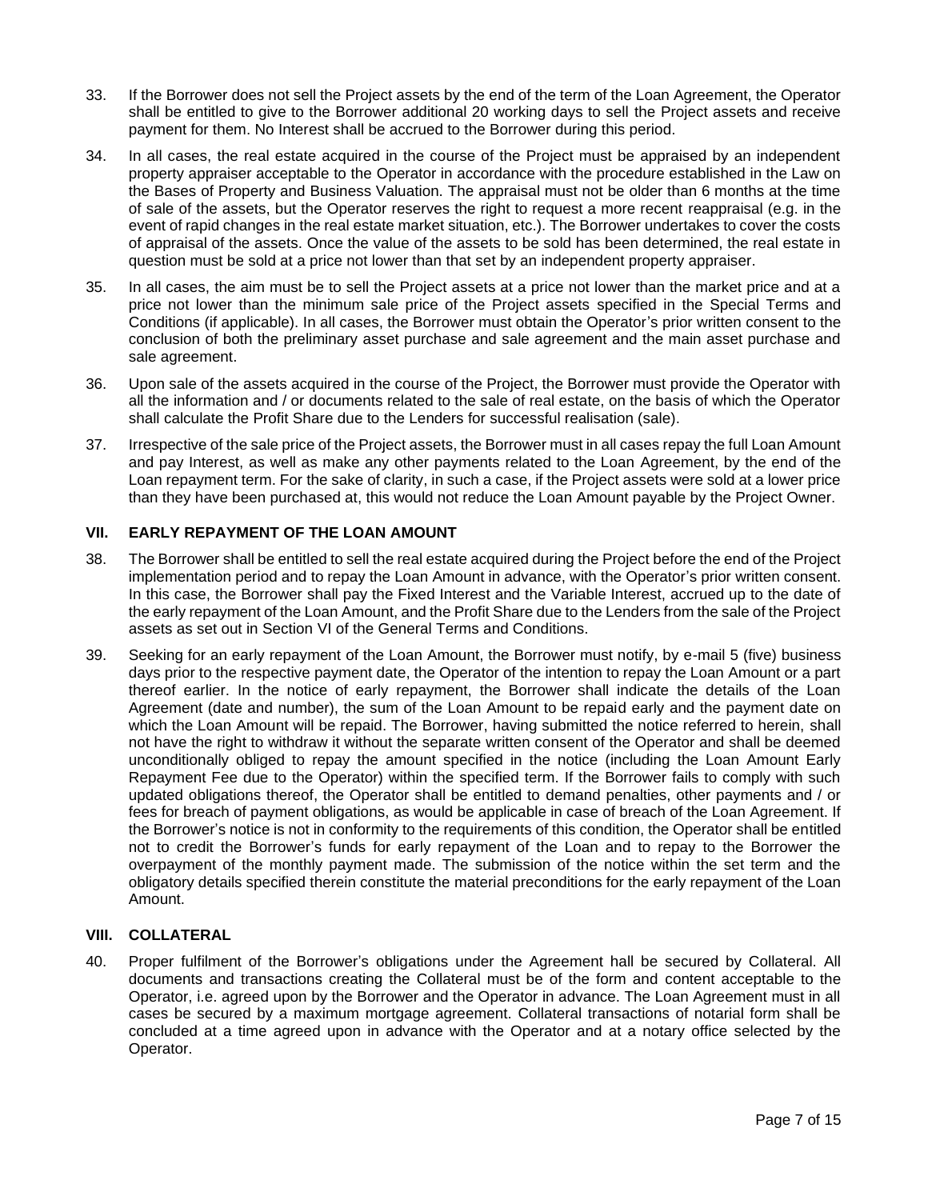33. If the Borrower does not sell the Project assets by the end of the term of the Loan Agreement, the Operator shall be entitled to give to the Borrower additional 20 working days to sell the Project assets and receive payment for them. No Interest shall be accrued to the Borrower during this period.

34. In all cases, the real estate acquired in the course of the Project must be appraised by an independent property appraiser acceptable to the Operator in accordance with the procedure established in the Law on the Bases of Property and Business Valuation. The appraisal must not be older than 6 months at the time of sale of the assets, but the Operator reserves the right to request a more recent reappraisal (e.g. in the event of rapid changes in the real estate market situation, etc.). The Borrower undertakes to cover the costs of appraisal of the assets. Once the value of the assets to be sold has been determined, the real estate in question must be sold at a price not lower than that set by an independent property appraiser.

35. In all cases, the aim must be to sell the Project assets at a price not lower than the market price and at a price not lower than the minimum sale price of the Project assets specified in the Special Terms and Conditions (if applicable). In all cases, the Borrower must obtain the Operator's prior written consent to the conclusion of both the preliminary asset purchase and sale agreement and the main asset purchase and sale agreement.

36. Upon sale of the assets acquired in the course of the Project, the Borrower must provide the Operator with all the information and / or documents related to the sale of real estate, on the basis of which the Operator shall calculate the Profit Share due to the Lenders for successful realisation (sale).

37. Irrespective of the sale price of the Project assets, the Borrower must in all cases repay the full Loan Amount and pay Interest, as well as make any other payments related to the Loan Agreement, by the end of the Loan repayment term. For the sake of clarity, in such a case, if the Project assets were sold at a lower price than they have been purchased at, this would not reduce the Loan Amount payable by the Project Owner.

## VII. EARLY REPAYMENT OF THE LOAN AMOUNT

38. The Borrower shall be entitled to sell the real estate acquired during the Project before the end of the Project implementation period and to repay the Loan Amount in advance, with the Operator's prior written consent. In this case, the Borrower shall pay the Fixed Interest and the Variable Interest, accrued up to the date of the early repayment of the Loan Amount, and the Profit Share due to the Lenders from the sale of the Project assets as set out in Section VI of the General Terms and Conditions.

39. Seeking for an early repayment of the Loan Amount, the Borrower must notify, by e-mail 5 (five) business days prior to the respective payment date, the Operator of the intention to repay the Loan Amount or a part thereof earlier. In the notice of early repayment, the Borrower shall indicate the details of the Loan Agreement (date and number), the sum of the Loan Amount to be repaid early and the payment date on which the Loan Amount will be repaid. The Borrower, having submitted the notice referred to herein, shall not have the right to withdraw it without the separate written consent of the Operator and shall be deemed unconditionally obliged to repay the amount specified in the notice (including the Loan Amount Early Repayment Fee due to the Operator) within the specified term. If the Borrower fails to comply with such updated obligations thereof, the Operator shall be entitled to demand penalties, other payments and / or fees for breach of payment obligations, as would be applicable in case of breach of the Loan Agreement. If the Borrower's notice is not in conformity to the requirements of this condition, the Operator shall be entitled not to credit the Borrower's funds for early repayment of the Loan and to repay to the Borrower the overpayment of the monthly payment made. The submission of the notice within the set term and the obligatory details specified therein constitute the material preconditions for the early repayment of the Loan Amount.

## VIII. COLLATERAL

40. Proper fulfilment of the Borrower's obligations under the Agreement hall be secured by Collateral. All documents and transactions creating the Collateral must be of the form and content acceptable to the Operator, i.e. agreed upon by the Borrower and the Operator in advance. The Loan Agreement must in all cases be secured by a maximum mortgage agreement. Collateral transactions of notarial form shall be concluded at a time agreed upon in advance with the Operator and at a notary office selected by the Operator.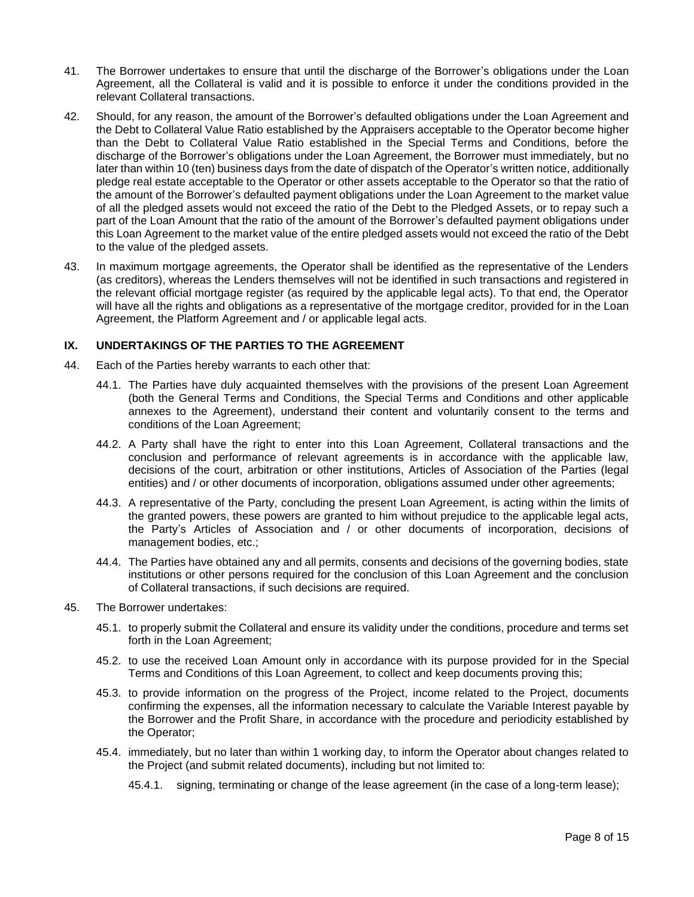41. The Borrower undertakes to ensure that until the discharge of the Borrower's obligations under the Loan Agreement, all the Collateral is valid and it is possible to enforce it under the conditions provided in the relevant Collateral transactions.

42. Should, for any reason, the amount of the Borrower's defaulted obligations under the Loan Agreement and the Debt to Collateral Value Ratio established by the Appraisers acceptable to the Operator become higher than the Debt to Collateral Value Ratio established in the Special Terms and Conditions, before the discharge of the Borrower's obligations under the Loan Agreement, the Borrower must immediately, but no later than within 10 (ten) business days from the date of dispatch of the Operator's written notice, additionally pledge real estate acceptable to the Operator or other assets acceptable to the Operator so that the ratio of the amount of the Borrower's defaulted payment obligations under the Loan Agreement to the market value of all the pledged assets would not exceed the ratio of the Debt to the Pledged Assets, or to repay such a part of the Loan Amount that the ratio of the amount of the Borrower's defaulted payment obligations under this Loan Agreement to the market value of the entire pledged assets would not exceed the ratio of the Debt to the value of the pledged assets.

43. In maximum mortgage agreements, the Operator shall be identified as the representative of the Lenders (as creditors), whereas the Lenders themselves will not be identified in such transactions and registered in the relevant official mortgage register (as required by the applicable legal acts). To that end, the Operator will have all the rights and obligations as a representative of the mortgage creditor, provided for in the Loan Agreement, the Platform Agreement and / or applicable legal acts.

## IX. UNDERTAKINGS OF THE PARTIES TO THE AGREEMENT

44. Each of the Parties hereby warrants to each other that:

    44.1. The Parties have duly acquainted themselves with the provisions of the present Loan Agreement (both the General Terms and Conditions, the Special Terms and Conditions and other applicable annexes to the Agreement), understand their content and voluntarily consent to the terms and conditions of the Loan Agreement;

    44.2. A Party shall have the right to enter into this Loan Agreement, Collateral transactions and the conclusion and performance of relevant agreements is in accordance with the applicable law, decisions of the court, arbitration or other institutions, Articles of Association of the Parties (legal entities) and / or other documents of incorporation, obligations assumed under other agreements;

    44.3. A representative of the Party, concluding the present Loan Agreement, is acting within the limits of the granted powers, these powers are granted to him without prejudice to the applicable legal acts, the Party's Articles of Association and / or other documents of incorporation, decisions of management bodies, etc.;

    44.4. The Parties have obtained any and all permits, consents and decisions of the governing bodies, state institutions or other persons required for the conclusion of this Loan Agreement and the conclusion of Collateral transactions, if such decisions are required.

45. The Borrower undertakes:

    45.1. to properly submit the Collateral and ensure its validity under the conditions, procedure and terms set forth in the Loan Agreement;

    45.2. to use the received Loan Amount only in accordance with its purpose provided for in the Special Terms and Conditions of this Loan Agreement, to collect and keep documents proving this;

    45.3. to provide information on the progress of the Project, income related to the Project, documents confirming the expenses, all the information necessary to calculate the Variable Interest payable by the Borrower and the Profit Share, in accordance with the procedure and periodicity established by the Operator;

    45.4. immediately, but no later than within 1 working day, to inform the Operator about changes related to the Project (and submit related documents), including but not limited to:

        45.4.1. signing, terminating or change of the lease agreement (in the case of a long-term lease);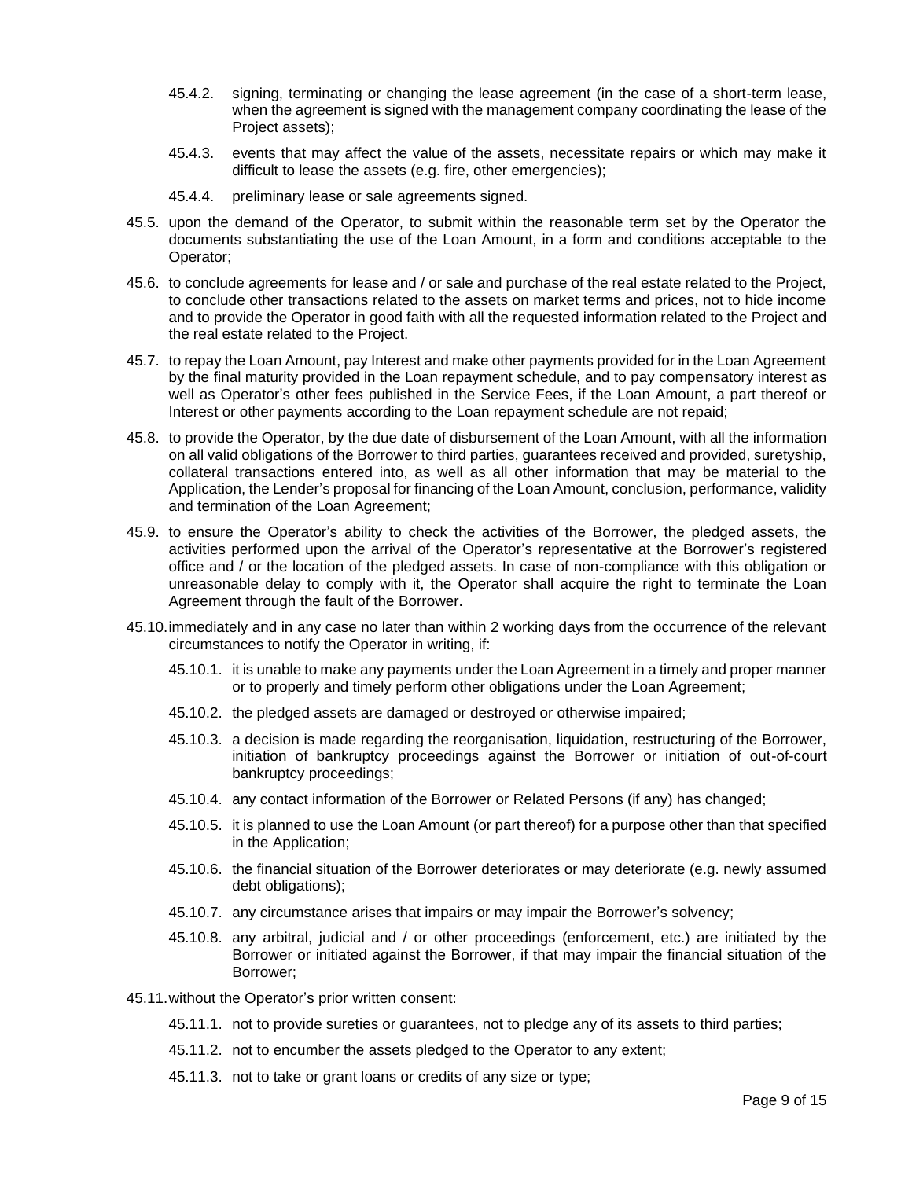45.4.2. signing, terminating or changing the lease agreement (in the case of a short-term lease, when the agreement is signed with the management company coordinating the lease of the Project assets);

45.4.3. events that may affect the value of the assets, necessitate repairs or which may make it difficult to lease the assets (e.g. fire, other emergencies);

45.4.4. preliminary lease or sale agreements signed.

45.5. upon the demand of the Operator, to submit within the reasonable term set by the Operator the documents substantiating the use of the Loan Amount, in a form and conditions acceptable to the Operator;

45.6. to conclude agreements for lease and / or sale and purchase of the real estate related to the Project, to conclude other transactions related to the assets on market terms and prices, not to hide income and to provide the Operator in good faith with all the requested information related to the Project and the real estate related to the Project.

45.7. to repay the Loan Amount, pay Interest and make other payments provided for in the Loan Agreement by the final maturity provided in the Loan repayment schedule, and to pay compensatory interest as well as Operator's other fees published in the Service Fees, if the Loan Amount, a part thereof or Interest or other payments according to the Loan repayment schedule are not repaid;

45.8. to provide the Operator, by the due date of disbursement of the Loan Amount, with all the information on all valid obligations of the Borrower to third parties, guarantees received and provided, suretyship, collateral transactions entered into, as well as all other information that may be material to the Application, the Lender's proposal for financing of the Loan Amount, conclusion, performance, validity and termination of the Loan Agreement;

45.9. to ensure the Operator's ability to check the activities of the Borrower, the pledged assets, the activities performed upon the arrival of the Operator's representative at the Borrower's registered office and / or the location of the pledged assets. In case of non-compliance with this obligation or unreasonable delay to comply with it, the Operator shall acquire the right to terminate the Loan Agreement through the fault of the Borrower.

45.10. immediately and in any case no later than within 2 working days from the occurrence of the relevant circumstances to notify the Operator in writing, if:

45.10.1. it is unable to make any payments under the Loan Agreement in a timely and proper manner or to properly and timely perform other obligations under the Loan Agreement;

45.10.2. the pledged assets are damaged or destroyed or otherwise impaired;

45.10.3. a decision is made regarding the reorganisation, liquidation, restructuring of the Borrower, initiation of bankruptcy proceedings against the Borrower or initiation of out-of-court bankruptcy proceedings;

45.10.4. any contact information of the Borrower or Related Persons (if any) has changed;

45.10.5. it is planned to use the Loan Amount (or part thereof) for a purpose other than that specified in the Application;

45.10.6. the financial situation of the Borrower deteriorates or may deteriorate (e.g. newly assumed debt obligations);

45.10.7. any circumstance arises that impairs or may impair the Borrower's solvency;

45.10.8. any arbitral, judicial and / or other proceedings (enforcement, etc.) are initiated by the Borrower or initiated against the Borrower, if that may impair the financial situation of the Borrower;

45.11. without the Operator's prior written consent:

45.11.1. not to provide sureties or guarantees, not to pledge any of its assets to third parties;

45.11.2. not to encumber the assets pledged to the Operator to any extent;

45.11.3. not to take or grant loans or credits of any size or type;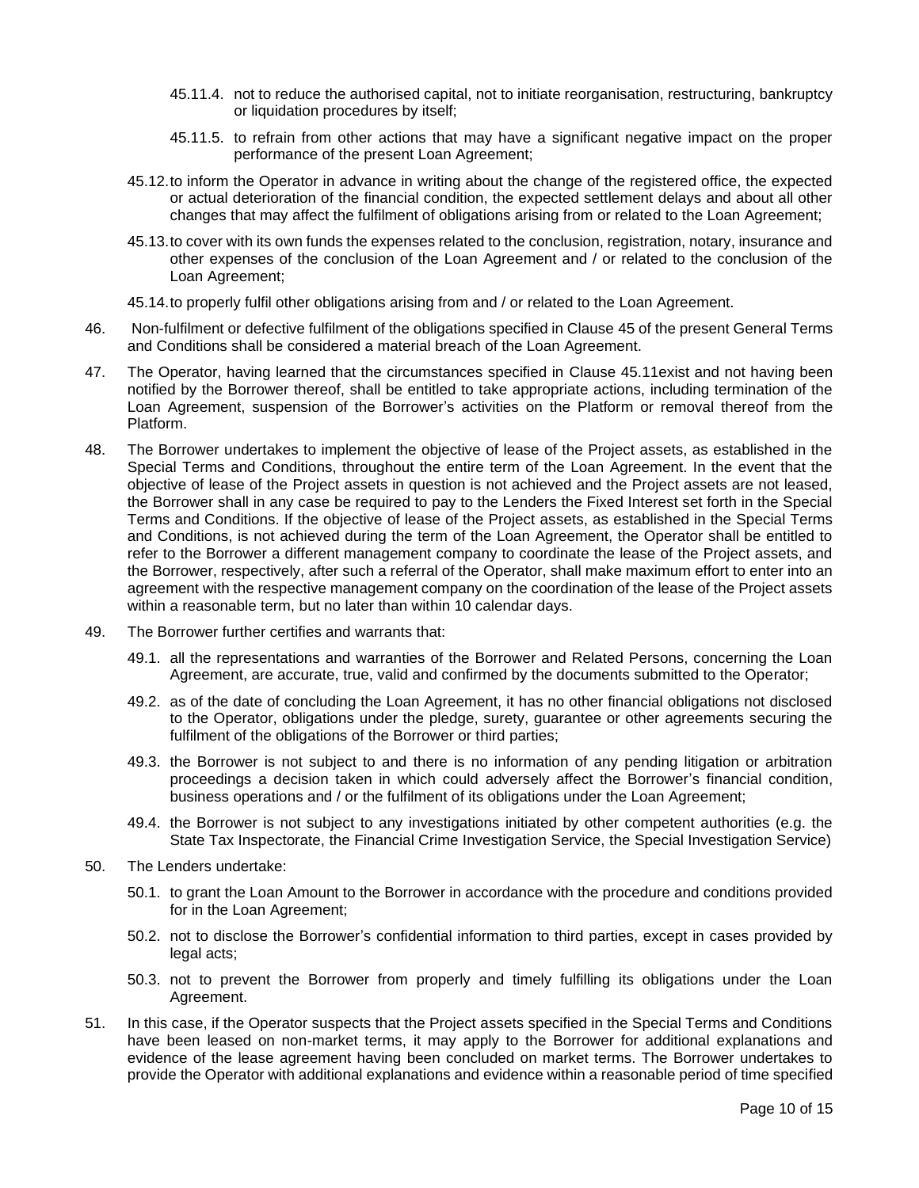45.11.4. not to reduce the authorised capital, not to initiate reorganisation, restructuring, bankruptcy or liquidation procedures by itself;

45.11.5. to refrain from other actions that may have a significant negative impact on the proper performance of the present Loan Agreement;

45.12. to inform the Operator in advance in writing about the change of the registered office, the expected or actual deterioration of the financial condition, the expected settlement delays and about all other changes that may affect the fulfilment of obligations arising from or related to the Loan Agreement;

45.13. to cover with its own funds the expenses related to the conclusion, registration, notary, insurance and other expenses of the conclusion of the Loan Agreement and / or related to the conclusion of the Loan Agreement;

45.14. to properly fulfil other obligations arising from and / or related to the Loan Agreement.

46. Non-fulfilment or defective fulfilment of the obligations specified in Clause 45 of the present General Terms and Conditions shall be considered a material breach of the Loan Agreement.

47. The Operator, having learned that the circumstances specified in Clause 45.11exist and not having been notified by the Borrower thereof, shall be entitled to take appropriate actions, including termination of the Loan Agreement, suspension of the Borrower's activities on the Platform or removal thereof from the Platform.

48. The Borrower undertakes to implement the objective of lease of the Project assets, as established in the Special Terms and Conditions, throughout the entire term of the Loan Agreement. In the event that the objective of lease of the Project assets in question is not achieved and the Project assets are not leased, the Borrower shall in any case be required to pay to the Lenders the Fixed Interest set forth in the Special Terms and Conditions. If the objective of lease of the Project assets, as established in the Special Terms and Conditions, is not achieved during the term of the Loan Agreement, the Operator shall be entitled to refer to the Borrower a different management company to coordinate the lease of the Project assets, and the Borrower, respectively, after such a referral of the Operator, shall make maximum effort to enter into an agreement with the respective management company on the coordination of the lease of the Project assets within a reasonable term, but no later than within 10 calendar days.

49. The Borrower further certifies and warrants that:

49.1. all the representations and warranties of the Borrower and Related Persons, concerning the Loan Agreement, are accurate, true, valid and confirmed by the documents submitted to the Operator;

49.2. as of the date of concluding the Loan Agreement, it has no other financial obligations not disclosed to the Operator, obligations under the pledge, surety, guarantee or other agreements securing the fulfilment of the obligations of the Borrower or third parties;

49.3. the Borrower is not subject to and there is no information of any pending litigation or arbitration proceedings a decision taken in which could adversely affect the Borrower's financial condition, business operations and / or the fulfilment of its obligations under the Loan Agreement;

49.4. the Borrower is not subject to any investigations initiated by other competent authorities (e.g. the State Tax Inspectorate, the Financial Crime Investigation Service, the Special Investigation Service)

50. The Lenders undertake:

50.1. to grant the Loan Amount to the Borrower in accordance with the procedure and conditions provided for in the Loan Agreement;

50.2. not to disclose the Borrower's confidential information to third parties, except in cases provided by legal acts;

50.3. not to prevent the Borrower from properly and timely fulfilling its obligations under the Loan Agreement.

51. In this case, if the Operator suspects that the Project assets specified in the Special Terms and Conditions have been leased on non-market terms, it may apply to the Borrower for additional explanations and evidence of the lease agreement having been concluded on market terms. The Borrower undertakes to provide the Operator with additional explanations and evidence within a reasonable period of time specified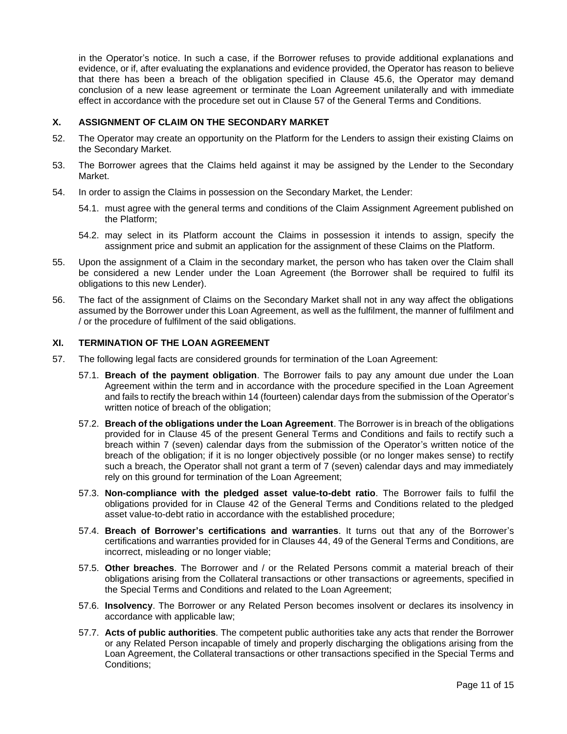in the Operator's notice. In such a case, if the Borrower refuses to provide additional explanations and evidence, or if, after evaluating the explanations and evidence provided, the Operator has reason to believe that there has been a breach of the obligation specified in Clause 45.6, the Operator may demand conclusion of a new lease agreement or terminate the Loan Agreement unilaterally and with immediate effect in accordance with the procedure set out in Clause 57 of the General Terms and Conditions.

## X. ASSIGNMENT OF CLAIM ON THE SECONDARY MARKET

52. The Operator may create an opportunity on the Platform for the Lenders to assign their existing Claims on the Secondary Market.

53. The Borrower agrees that the Claims held against it may be assigned by the Lender to the Secondary Market.

54. In order to assign the Claims in possession on the Secondary Market, the Lender:

    54.1. must agree with the general terms and conditions of the Claim Assignment Agreement published on the Platform;

    54.2. may select in its Platform account the Claims in possession it intends to assign, specify the assignment price and submit an application for the assignment of these Claims on the Platform.

55. Upon the assignment of a Claim in the secondary market, the person who has taken over the Claim shall be considered a new Lender under the Loan Agreement (the Borrower shall be required to fulfil its obligations to this new Lender).

56. The fact of the assignment of Claims on the Secondary Market shall not in any way affect the obligations assumed by the Borrower under this Loan Agreement, as well as the fulfilment, the manner of fulfilment and / or the procedure of fulfilment of the said obligations.

## XI. TERMINATION OF THE LOAN AGREEMENT

57. The following legal facts are considered grounds for termination of the Loan Agreement:

    57.1. **Breach of the payment obligation**. The Borrower fails to pay any amount due under the Loan Agreement within the term and in accordance with the procedure specified in the Loan Agreement and fails to rectify the breach within 14 (fourteen) calendar days from the submission of the Operator's written notice of breach of the obligation;

    57.2. **Breach of the obligations under the Loan Agreement**. The Borrower is in breach of the obligations provided for in Clause 45 of the present General Terms and Conditions and fails to rectify such a breach within 7 (seven) calendar days from the submission of the Operator's written notice of the breach of the obligation; if it is no longer objectively possible (or no longer makes sense) to rectify such a breach, the Operator shall not grant a term of 7 (seven) calendar days and may immediately rely on this ground for termination of the Loan Agreement;

    57.3. **Non-compliance with the pledged asset value-to-debt ratio**. The Borrower fails to fulfil the obligations provided for in Clause 42 of the General Terms and Conditions related to the pledged asset value-to-debt ratio in accordance with the established procedure;

    57.4. **Breach of Borrower's certifications and warranties**. It turns out that any of the Borrower's certifications and warranties provided for in Clauses 44, 49 of the General Terms and Conditions, are incorrect, misleading or no longer viable;

    57.5. **Other breaches**. The Borrower and / or the Related Persons commit a material breach of their obligations arising from the Collateral transactions or other transactions or agreements, specified in the Special Terms and Conditions and related to the Loan Agreement;

    57.6. **Insolvency**. The Borrower or any Related Person becomes insolvent or declares its insolvency in accordance with applicable law;

    57.7. **Acts of public authorities**. The competent public authorities take any acts that render the Borrower or any Related Person incapable of timely and properly discharging the obligations arising from the Loan Agreement, the Collateral transactions or other transactions specified in the Special Terms and Conditions;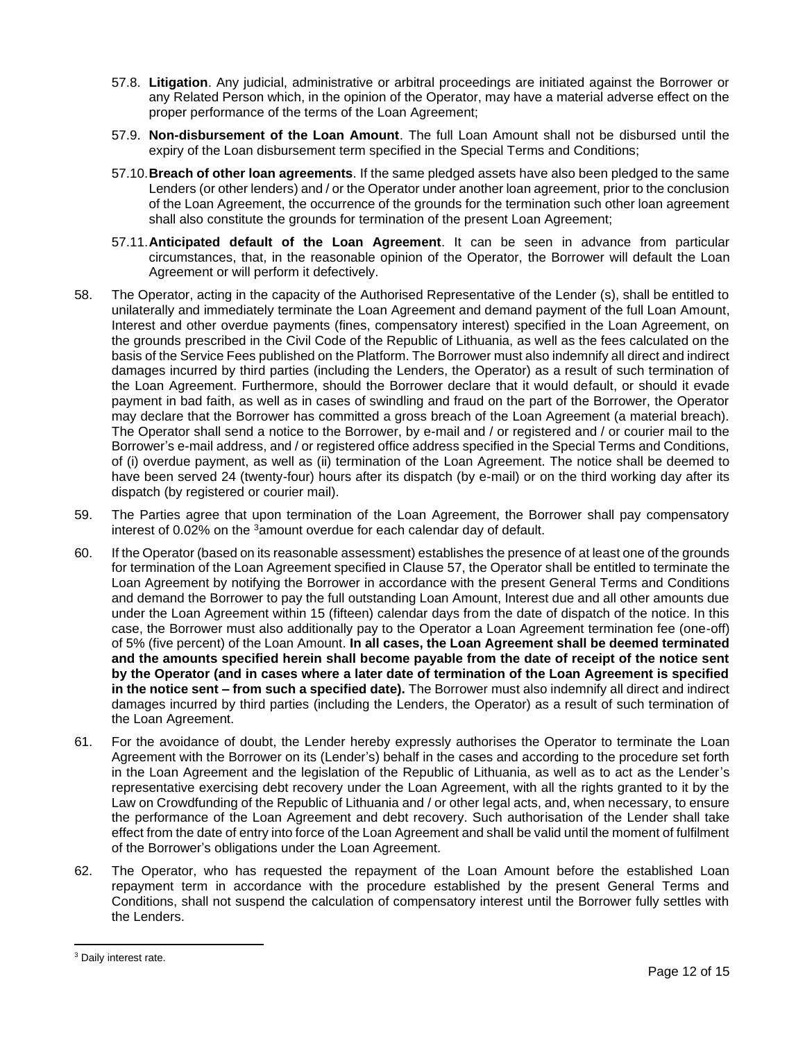57.8. **Litigation**. Any judicial, administrative or arbitral proceedings are initiated against the Borrower or any Related Person which, in the opinion of the Operator, may have a material adverse effect on the proper performance of the terms of the Loan Agreement;

57.9. **Non-disbursement of the Loan Amount**. The full Loan Amount shall not be disbursed until the expiry of the Loan disbursement term specified in the Special Terms and Conditions;

57.10. **Breach of other loan agreements**. If the same pledged assets have also been pledged to the same Lenders (or other lenders) and / or the Operator under another loan agreement, prior to the conclusion of the Loan Agreement, the occurrence of the grounds for the termination such other loan agreement shall also constitute the grounds for termination of the present Loan Agreement;

57.11. **Anticipated default of the Loan Agreement**. It can be seen in advance from particular circumstances, that, in the reasonable opinion of the Operator, the Borrower will default the Loan Agreement or will perform it defectively.

58. The Operator, acting in the capacity of the Authorised Representative of the Lender (s), shall be entitled to unilaterally and immediately terminate the Loan Agreement and demand payment of the full Loan Amount, Interest and other overdue payments (fines, compensatory interest) specified in the Loan Agreement, on the grounds prescribed in the Civil Code of the Republic of Lithuania, as well as the fees calculated on the basis of the Service Fees published on the Platform. The Borrower must also indemnify all direct and indirect damages incurred by third parties (including the Lenders, the Operator) as a result of such termination of the Loan Agreement. Furthermore, should the Borrower declare that it would default, or should it evade payment in bad faith, as well as in cases of swindling and fraud on the part of the Borrower, the Operator may declare that the Borrower has committed a gross breach of the Loan Agreement (a material breach). The Operator shall send a notice to the Borrower, by e-mail and / or registered and / or courier mail to the Borrower's e-mail address, and / or registered office address specified in the Special Terms and Conditions, of (i) overdue payment, as well as (ii) termination of the Loan Agreement. The notice shall be deemed to have been served 24 (twenty-four) hours after its dispatch (by e-mail) or on the third working day after its dispatch (by registered or courier mail).

59. The Parties agree that upon termination of the Loan Agreement, the Borrower shall pay compensatory interest of 0.02% on the [3]amount overdue for each calendar day of default.

60. If the Operator (based on its reasonable assessment) establishes the presence of at least one of the grounds for termination of the Loan Agreement specified in Clause 57, the Operator shall be entitled to terminate the Loan Agreement by notifying the Borrower in accordance with the present General Terms and Conditions and demand the Borrower to pay the full outstanding Loan Amount, Interest due and all other amounts due under the Loan Agreement within 15 (fifteen) calendar days from the date of dispatch of the notice. In this case, the Borrower must also additionally pay to the Operator a Loan Agreement termination fee (one-off) of 5% (five percent) of the Loan Amount. **In all cases, the Loan Agreement shall be deemed terminated and the amounts specified herein shall become payable from the date of receipt of the notice sent by the Operator (and in cases where a later date of termination of the Loan Agreement is specified in the notice sent – from such a specified date).** The Borrower must also indemnify all direct and indirect damages incurred by third parties (including the Lenders, the Operator) as a result of such termination of the Loan Agreement.

61. For the avoidance of doubt, the Lender hereby expressly authorises the Operator to terminate the Loan Agreement with the Borrower on its (Lender's) behalf in the cases and according to the procedure set forth in the Loan Agreement and the legislation of the Republic of Lithuania, as well as to act as the Lender's representative exercising debt recovery under the Loan Agreement, with all the rights granted to it by the Law on Crowdfunding of the Republic of Lithuania and / or other legal acts, and, when necessary, to ensure the performance of the Loan Agreement and debt recovery. Such authorisation of the Lender shall take effect from the date of entry into force of the Loan Agreement and shall be valid until the moment of fulfilment of the Borrower's obligations under the Loan Agreement.

62. The Operator, who has requested the repayment of the Loan Amount before the established Loan repayment term in accordance with the procedure established by the present General Terms and Conditions, shall not suspend the calculation of compensatory interest until the Borrower fully settles with the Lenders.

[3] Daily interest rate.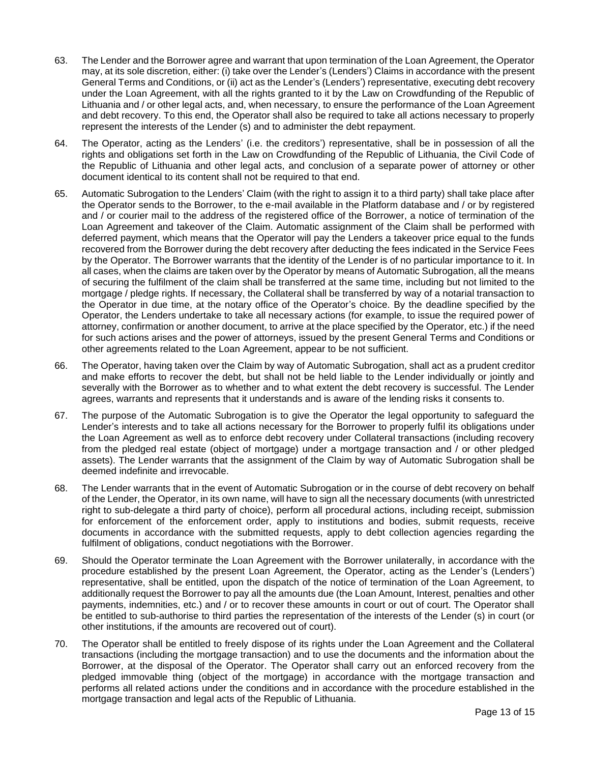63. The Lender and the Borrower agree and warrant that upon termination of the Loan Agreement, the Operator may, at its sole discretion, either: (i) take over the Lender's (Lenders') Claims in accordance with the present General Terms and Conditions, or (ii) act as the Lender's (Lenders') representative, executing debt recovery under the Loan Agreement, with all the rights granted to it by the Law on Crowdfunding of the Republic of Lithuania and / or other legal acts, and, when necessary, to ensure the performance of the Loan Agreement and debt recovery. To this end, the Operator shall also be required to take all actions necessary to properly represent the interests of the Lender (s) and to administer the debt repayment.

64. The Operator, acting as the Lenders' (i.e. the creditors') representative, shall be in possession of all the rights and obligations set forth in the Law on Crowdfunding of the Republic of Lithuania, the Civil Code of the Republic of Lithuania and other legal acts, and conclusion of a separate power of attorney or other document identical to its content shall not be required to that end.

65. Automatic Subrogation to the Lenders' Claim (with the right to assign it to a third party) shall take place after the Operator sends to the Borrower, to the e-mail available in the Platform database and / or by registered and / or courier mail to the address of the registered office of the Borrower, a notice of termination of the Loan Agreement and takeover of the Claim. Automatic assignment of the Claim shall be performed with deferred payment, which means that the Operator will pay the Lenders a takeover price equal to the funds recovered from the Borrower during the debt recovery after deducting the fees indicated in the Service Fees by the Operator. The Borrower warrants that the identity of the Lender is of no particular importance to it. In all cases, when the claims are taken over by the Operator by means of Automatic Subrogation, all the means of securing the fulfilment of the claim shall be transferred at the same time, including but not limited to the mortgage / pledge rights. If necessary, the Collateral shall be transferred by way of a notarial transaction to the Operator in due time, at the notary office of the Operator's choice. By the deadline specified by the Operator, the Lenders undertake to take all necessary actions (for example, to issue the required power of attorney, confirmation or another document, to arrive at the place specified by the Operator, etc.) if the need for such actions arises and the power of attorneys, issued by the present General Terms and Conditions or other agreements related to the Loan Agreement, appear to be not sufficient.

66. The Operator, having taken over the Claim by way of Automatic Subrogation, shall act as a prudent creditor and make efforts to recover the debt, but shall not be held liable to the Lender individually or jointly and severally with the Borrower as to whether and to what extent the debt recovery is successful. The Lender agrees, warrants and represents that it understands and is aware of the lending risks it consents to.

67. The purpose of the Automatic Subrogation is to give the Operator the legal opportunity to safeguard the Lender's interests and to take all actions necessary for the Borrower to properly fulfil its obligations under the Loan Agreement as well as to enforce debt recovery under Collateral transactions (including recovery from the pledged real estate (object of mortgage) under a mortgage transaction and / or other pledged assets). The Lender warrants that the assignment of the Claim by way of Automatic Subrogation shall be deemed indefinite and irrevocable.

68. The Lender warrants that in the event of Automatic Subrogation or in the course of debt recovery on behalf of the Lender, the Operator, in its own name, will have to sign all the necessary documents (with unrestricted right to sub-delegate a third party of choice), perform all procedural actions, including receipt, submission for enforcement of the enforcement order, apply to institutions and bodies, submit requests, receive documents in accordance with the submitted requests, apply to debt collection agencies regarding the fulfilment of obligations, conduct negotiations with the Borrower.

69. Should the Operator terminate the Loan Agreement with the Borrower unilaterally, in accordance with the procedure established by the present Loan Agreement, the Operator, acting as the Lender's (Lenders') representative, shall be entitled, upon the dispatch of the notice of termination of the Loan Agreement, to additionally request the Borrower to pay all the amounts due (the Loan Amount, Interest, penalties and other payments, indemnities, etc.) and / or to recover these amounts in court or out of court. The Operator shall be entitled to sub-authorise to third parties the representation of the interests of the Lender (s) in court (or other institutions, if the amounts are recovered out of court).

70. The Operator shall be entitled to freely dispose of its rights under the Loan Agreement and the Collateral transactions (including the mortgage transaction) and to use the documents and the information about the Borrower, at the disposal of the Operator. The Operator shall carry out an enforced recovery from the pledged immovable thing (object of the mortgage) in accordance with the mortgage transaction and performs all related actions under the conditions and in accordance with the procedure established in the mortgage transaction and legal acts of the Republic of Lithuania.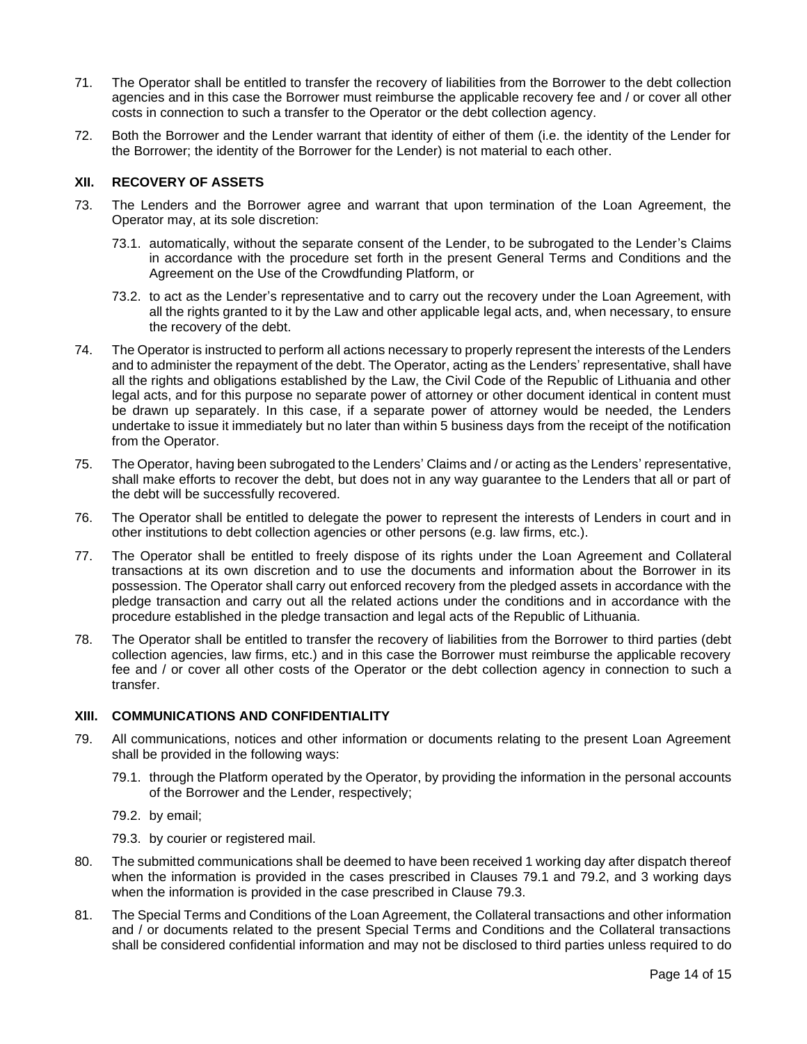71. The Operator shall be entitled to transfer the recovery of liabilities from the Borrower to the debt collection agencies and in this case the Borrower must reimburse the applicable recovery fee and / or cover all other costs in connection to such a transfer to the Operator or the debt collection agency.

72. Both the Borrower and the Lender warrant that identity of either of them (i.e. the identity of the Lender for the Borrower; the identity of the Borrower for the Lender) is not material to each other.

## XII. RECOVERY OF ASSETS

73. The Lenders and the Borrower agree and warrant that upon termination of the Loan Agreement, the Operator may, at its sole discretion:

    73.1. automatically, without the separate consent of the Lender, to be subrogated to the Lender's Claims in accordance with the procedure set forth in the present General Terms and Conditions and the Agreement on the Use of the Crowdfunding Platform, or

    73.2. to act as the Lender's representative and to carry out the recovery under the Loan Agreement, with all the rights granted to it by the Law and other applicable legal acts, and, when necessary, to ensure the recovery of the debt.

74. The Operator is instructed to perform all actions necessary to properly represent the interests of the Lenders and to administer the repayment of the debt. The Operator, acting as the Lenders' representative, shall have all the rights and obligations established by the Law, the Civil Code of the Republic of Lithuania and other legal acts, and for this purpose no separate power of attorney or other document identical in content must be drawn up separately. In this case, if a separate power of attorney would be needed, the Lenders undertake to issue it immediately but no later than within 5 business days from the receipt of the notification from the Operator.

75. The Operator, having been subrogated to the Lenders' Claims and / or acting as the Lenders' representative, shall make efforts to recover the debt, but does not in any way guarantee to the Lenders that all or part of the debt will be successfully recovered.

76. The Operator shall be entitled to delegate the power to represent the interests of Lenders in court and in other institutions to debt collection agencies or other persons (e.g. law firms, etc.).

77. The Operator shall be entitled to freely dispose of its rights under the Loan Agreement and Collateral transactions at its own discretion and to use the documents and information about the Borrower in its possession. The Operator shall carry out enforced recovery from the pledged assets in accordance with the pledge transaction and carry out all the related actions under the conditions and in accordance with the procedure established in the pledge transaction and legal acts of the Republic of Lithuania.

78. The Operator shall be entitled to transfer the recovery of liabilities from the Borrower to third parties (debt collection agencies, law firms, etc.) and in this case the Borrower must reimburse the applicable recovery fee and / or cover all other costs of the Operator or the debt collection agency in connection to such a transfer.

## XIII. COMMUNICATIONS AND CONFIDENTIALITY

79. All communications, notices and other information or documents relating to the present Loan Agreement shall be provided in the following ways:

    79.1. through the Platform operated by the Operator, by providing the information in the personal accounts of the Borrower and the Lender, respectively;

    79.2. by email;

    79.3. by courier or registered mail.

80. The submitted communications shall be deemed to have been received 1 working day after dispatch thereof when the information is provided in the cases prescribed in Clauses 79.1 and 79.2, and 3 working days when the information is provided in the case prescribed in Clause 79.3.

81. The Special Terms and Conditions of the Loan Agreement, the Collateral transactions and other information and / or documents related to the present Special Terms and Conditions and the Collateral transactions shall be considered confidential information and may not be disclosed to third parties unless required to do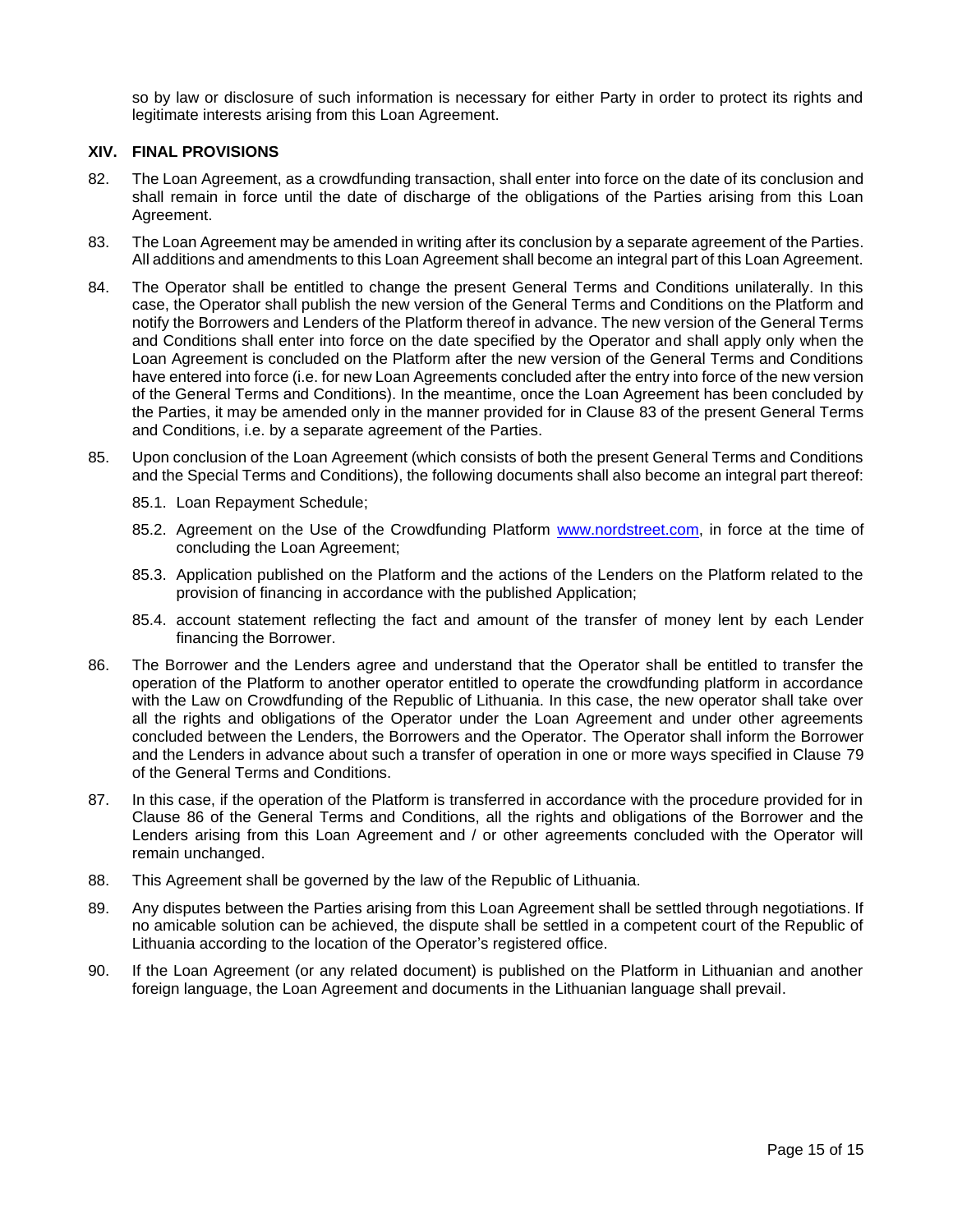so by law or disclosure of such information is necessary for either Party in order to protect its rights and legitimate interests arising from this Loan Agreement.

## XIV. FINAL PROVISIONS

82. The Loan Agreement, as a crowdfunding transaction, shall enter into force on the date of its conclusion and shall remain in force until the date of discharge of the obligations of the Parties arising from this Loan Agreement.

83. The Loan Agreement may be amended in writing after its conclusion by a separate agreement of the Parties. All additions and amendments to this Loan Agreement shall become an integral part of this Loan Agreement.

84. The Operator shall be entitled to change the present General Terms and Conditions unilaterally. In this case, the Operator shall publish the new version of the General Terms and Conditions on the Platform and notify the Borrowers and Lenders of the Platform thereof in advance. The new version of the General Terms and Conditions shall enter into force on the date specified by the Operator and shall apply only when the Loan Agreement is concluded on the Platform after the new version of the General Terms and Conditions have entered into force (i.e. for new Loan Agreements concluded after the entry into force of the new version of the General Terms and Conditions). In the meantime, once the Loan Agreement has been concluded by the Parties, it may be amended only in the manner provided for in Clause 83 of the present General Terms and Conditions, i.e. by a separate agreement of the Parties.

85. Upon conclusion of the Loan Agreement (which consists of both the present General Terms and Conditions and the Special Terms and Conditions), the following documents shall also become an integral part thereof:

    85.1. Loan Repayment Schedule;

    85.2. Agreement on the Use of the Crowdfunding Platform www.nordstreet.com, in force at the time of concluding the Loan Agreement;

    85.3. Application published on the Platform and the actions of the Lenders on the Platform related to the provision of financing in accordance with the published Application;

    85.4. account statement reflecting the fact and amount of the transfer of money lent by each Lender financing the Borrower.

86. The Borrower and the Lenders agree and understand that the Operator shall be entitled to transfer the operation of the Platform to another operator entitled to operate the crowdfunding platform in accordance with the Law on Crowdfunding of the Republic of Lithuania. In this case, the new operator shall take over all the rights and obligations of the Operator under the Loan Agreement and under other agreements concluded between the Lenders, the Borrowers and the Operator. The Operator shall inform the Borrower and the Lenders in advance about such a transfer of operation in one or more ways specified in Clause 79 of the General Terms and Conditions.

87. In this case, if the operation of the Platform is transferred in accordance with the procedure provided for in Clause 86 of the General Terms and Conditions, all the rights and obligations of the Borrower and the Lenders arising from this Loan Agreement and / or other agreements concluded with the Operator will remain unchanged.

88. This Agreement shall be governed by the law of the Republic of Lithuania.

89. Any disputes between the Parties arising from this Loan Agreement shall be settled through negotiations. If no amicable solution can be achieved, the dispute shall be settled in a competent court of the Republic of Lithuania according to the location of the Operator's registered office.

90. If the Loan Agreement (or any related document) is published on the Platform in Lithuanian and another foreign language, the Loan Agreement and documents in the Lithuanian language shall prevail.